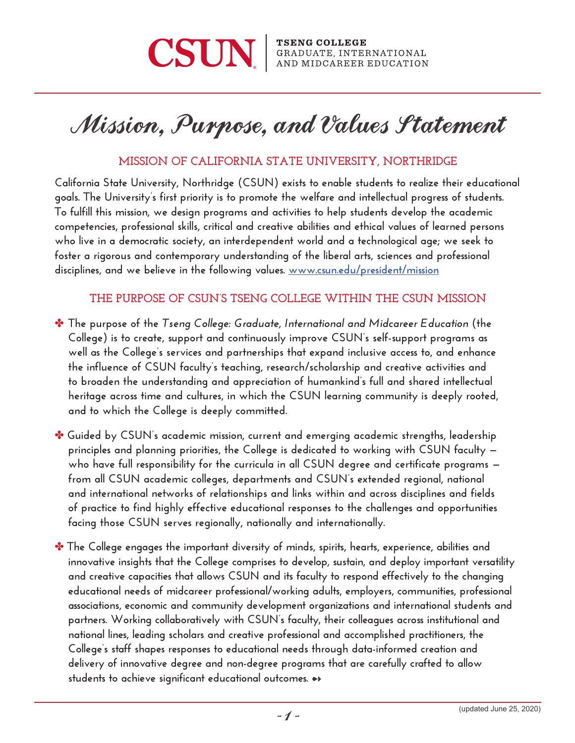CSUN | TSENG COLLEGE GRADUATE, INTERNATIONAL AND MIDCAREER EDUCATION

# Mission, Purpose, and Values Statement

## MISSION OF CALIFORNIA STATE UNIVERSITY, NORTHRIDGE

California State University, Northridge (CSUN) exists to enable students to realize their educational goals. The University's first priority is to promote the welfare and intellectual progress of students. To fulfill this mission, we design programs and activities to help students develop the academic competencies, professional skills, critical and creative abilities and ethical values of learned persons who live in a democratic society, an interdependent world and a technological age; we seek to foster a rigorous and contemporary understanding of the liberal arts, sciences and professional disciplines, and we believe in the following values. [www.csun.edu/president/mission](http://www.csun.edu/president/mission)

## THE PURPOSE OF CSUN'S TSENG COLLEGE WITHIN THE CSUN MISSION

- The purpose of the *Tseng College: Graduate, International and Midcareer Education* (the College) is to create, support and continuously improve CSUN's self-support programs as well as the College's services and partnerships that expand inclusive access to, and enhance the influence of CSUN faculty's teaching, research/scholarship and creative activities and to broaden the understanding and appreciation of humankind's full and shared intellectual heritage across time and cultures, in which the CSUN learning community is deeply rooted, and to which the College is deeply committed.

- Guided by CSUN's academic mission, current and emerging academic strengths, leadership principles and planning priorities, the College is dedicated to working with CSUN faculty — who have full responsibility for the curricula in all CSUN degree and certificate programs — from all CSUN academic colleges, departments and CSUN's extended regional, national and international networks of relationships and links within and across disciplines and fields of practice to find highly effective educational responses to the challenges and opportunities facing those CSUN serves regionally, nationally and internationally.

- The College engages the important diversity of minds, spirits, hearts, experience, abilities and innovative insights that the College comprises to develop, sustain, and deploy important versatility and creative capacities that allows CSUN and its faculty to respond effectively to the changing educational needs of midcareer professional/working adults, employers, communities, professional associations, economic and community development organizations and international students and partners. Working collaboratively with CSUN's faculty, their colleagues across institutional and national lines, leading scholars and creative professional and accomplished practitioners, the College's staff shapes responses to educational needs through data-informed creation and delivery of innovative degree and non-degree programs that are carefully crafted to allow students to achieve significant educational outcomes.

(updated June 25, 2020)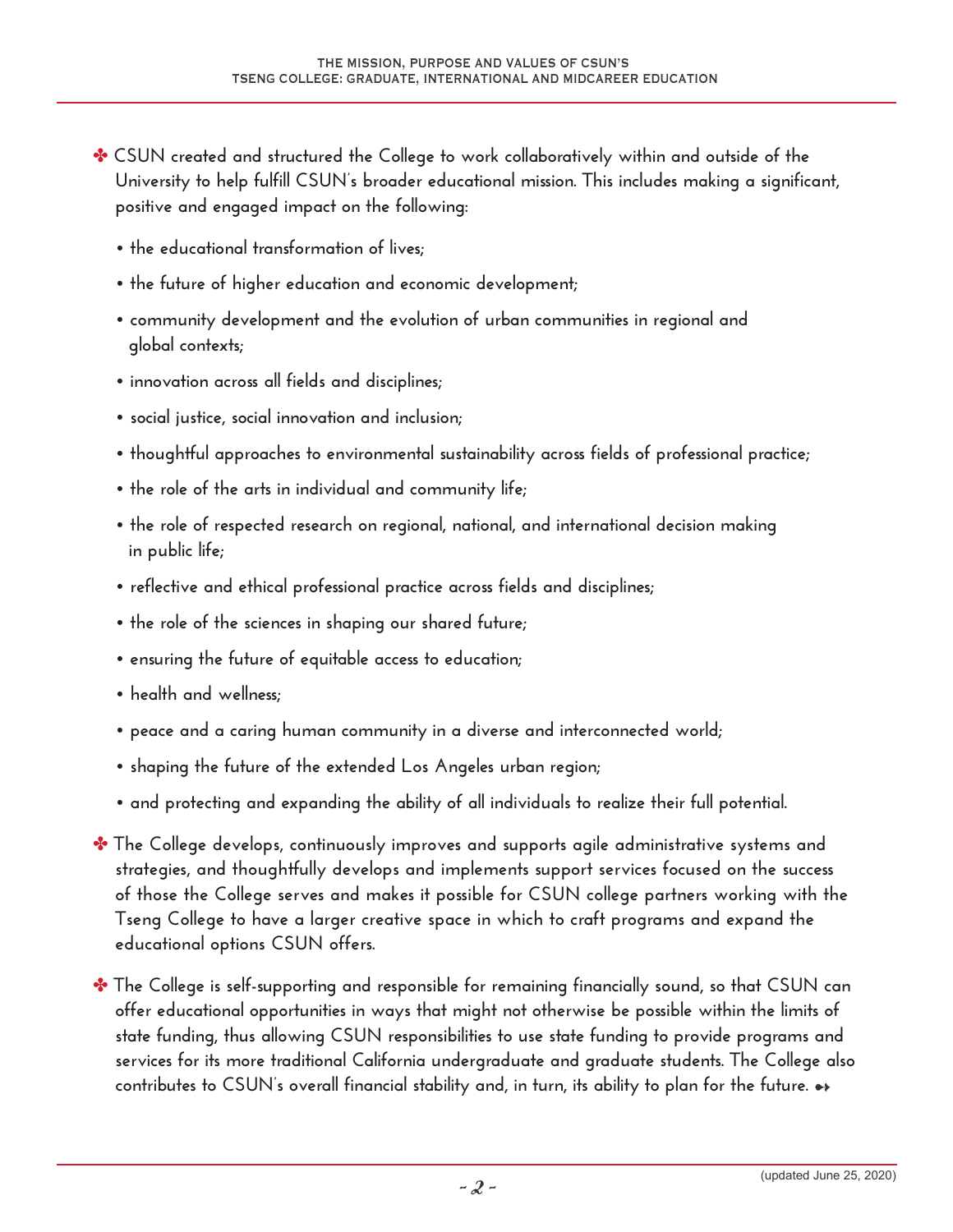- CSUN created and structured the College to work collaboratively within and outside of the University to help fulfill CSUN's broader educational mission. This includes making a significant, positive and engaged impact on the following:
  - the educational transformation of lives;
  - the future of higher education and economic development;
  - community development and the evolution of urban communities in regional and global contexts;
  - innovation across all fields and disciplines;
  - social justice, social innovation and inclusion;
  - thoughtful approaches to environmental sustainability across fields of professional practice;
  - the role of the arts in individual and community life;
  - the role of respected research on regional, national, and international decision making in public life;
  - reflective and ethical professional practice across fields and disciplines;
  - the role of the sciences in shaping our shared future;
  - ensuring the future of equitable access to education;
  - health and wellness;
  - peace and a caring human community in a diverse and interconnected world;
  - shaping the future of the extended Los Angeles urban region;
  - and protecting and expanding the ability of all individuals to realize their full potential.
- The College develops, continuously improves and supports agile administrative systems and strategies, and thoughtfully develops and implements support services focused on the success of those the College serves and makes it possible for CSUN college partners working with the Tseng College to have a larger creative space in which to craft programs and expand the educational options CSUN offers.
- The College is self-supporting and responsible for remaining financially sound, so that CSUN can offer educational opportunities in ways that might not otherwise be possible within the limits of state funding, thus allowing CSUN responsibilities to use state funding to provide programs and services for its more traditional California undergraduate and graduate students. The College also contributes to CSUN's overall financial stability and, in turn, its ability to plan for the future.

(updated June 25, 2020)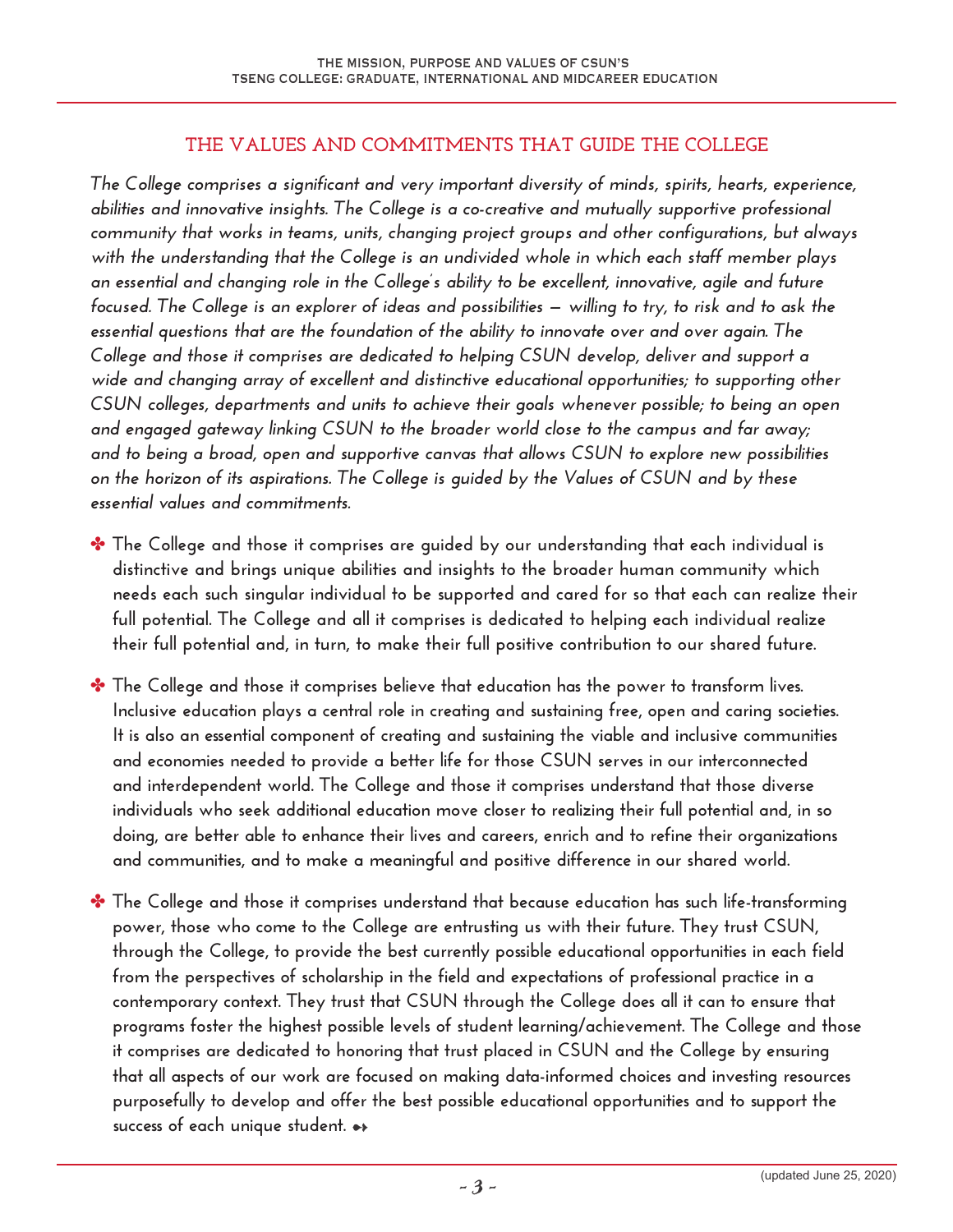## THE VALUES AND COMMITMENTS THAT GUIDE THE COLLEGE

*The College comprises a significant and very important diversity of minds, spirits, hearts, experience, abilities and innovative insights. The College is a co-creative and mutually supportive professional community that works in teams, units, changing project groups and other configurations, but always with the understanding that the College is an undivided whole in which each staff member plays an essential and changing role in the College's ability to be excellent, innovative, agile and future focused. The College is an explorer of ideas and possibilities — willing to try, to risk and to ask the essential questions that are the foundation of the ability to innovate over and over again. The College and those it comprises are dedicated to helping CSUN develop, deliver and support a wide and changing array of excellent and distinctive educational opportunities; to supporting other CSUN colleges, departments and units to achieve their goals whenever possible; to being an open and engaged gateway linking CSUN to the broader world close to the campus and far away; and to being a broad, open and supportive canvas that allows CSUN to explore new possibilities on the horizon of its aspirations. The College is guided by the Values of CSUN and by these essential values and commitments.*

- The College and those it comprises are guided by our understanding that each individual is distinctive and brings unique abilities and insights to the broader human community which needs each such singular individual to be supported and cared for so that each can realize their full potential. The College and all it comprises is dedicated to helping each individual realize their full potential and, in turn, to make their full positive contribution to our shared future.

- The College and those it comprises believe that education has the power to transform lives. Inclusive education plays a central role in creating and sustaining free, open and caring societies. It is also an essential component of creating and sustaining the viable and inclusive communities and economies needed to provide a better life for those CSUN serves in our interconnected and interdependent world. The College and those it comprises understand that those diverse individuals who seek additional education move closer to realizing their full potential and, in so doing, are better able to enhance their lives and careers, enrich and to refine their organizations and communities, and to make a meaningful and positive difference in our shared world.

- The College and those it comprises understand that because education has such life-transforming power, those who come to the College are entrusting us with their future. They trust CSUN, through the College, to provide the best currently possible educational opportunities in each field from the perspectives of scholarship in the field and expectations of professional practice in a contemporary context. They trust that CSUN through the College does all it can to ensure that programs foster the highest possible levels of student learning/achievement. The College and those it comprises are dedicated to honoring that trust placed in CSUN and the College by ensuring that all aspects of our work are focused on making data-informed choices and investing resources purposefully to develop and offer the best possible educational opportunities and to support the success of each unique student.

(updated June 25, 2020)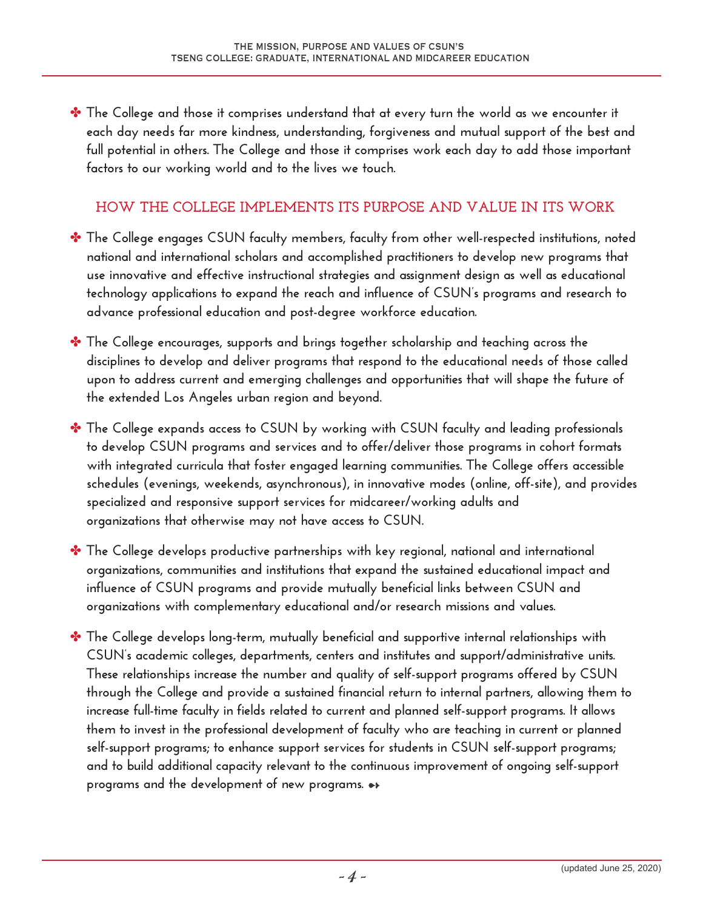- The College and those it comprises understand that at every turn the world as we encounter it each day needs far more kindness, understanding, forgiveness and mutual support of the best and full potential in others. The College and those it comprises work each day to add those important factors to our working world and to the lives we touch.

## HOW THE COLLEGE IMPLEMENTS ITS PURPOSE AND VALUE IN ITS WORK

- The College engages CSUN faculty members, faculty from other well-respected institutions, noted national and international scholars and accomplished practitioners to develop new programs that use innovative and effective instructional strategies and assignment design as well as educational technology applications to expand the reach and influence of CSUN's programs and research to advance professional education and post-degree workforce education.

- The College encourages, supports and brings together scholarship and teaching across the disciplines to develop and deliver programs that respond to the educational needs of those called upon to address current and emerging challenges and opportunities that will shape the future of the extended Los Angeles urban region and beyond.

- The College expands access to CSUN by working with CSUN faculty and leading professionals to develop CSUN programs and services and to offer/deliver those programs in cohort formats with integrated curricula that foster engaged learning communities. The College offers accessible schedules (evenings, weekends, asynchronous), in innovative modes (online, off-site), and provides specialized and responsive support services for midcareer/working adults and organizations that otherwise may not have access to CSUN.

- The College develops productive partnerships with key regional, national and international organizations, communities and institutions that expand the sustained educational impact and influence of CSUN programs and provide mutually beneficial links between CSUN and organizations with complementary educational and/or research missions and values.

- The College develops long-term, mutually beneficial and supportive internal relationships with CSUN's academic colleges, departments, centers and institutes and support/administrative units. These relationships increase the number and quality of self-support programs offered by CSUN through the College and provide a sustained financial return to internal partners, allowing them to increase full-time faculty in fields related to current and planned self-support programs. It allows them to invest in the professional development of faculty who are teaching in current or planned self-support programs; to enhance support services for students in CSUN self-support programs; and to build additional capacity relevant to the continuous improvement of ongoing self-support programs and the development of new programs.

(updated June 25, 2020)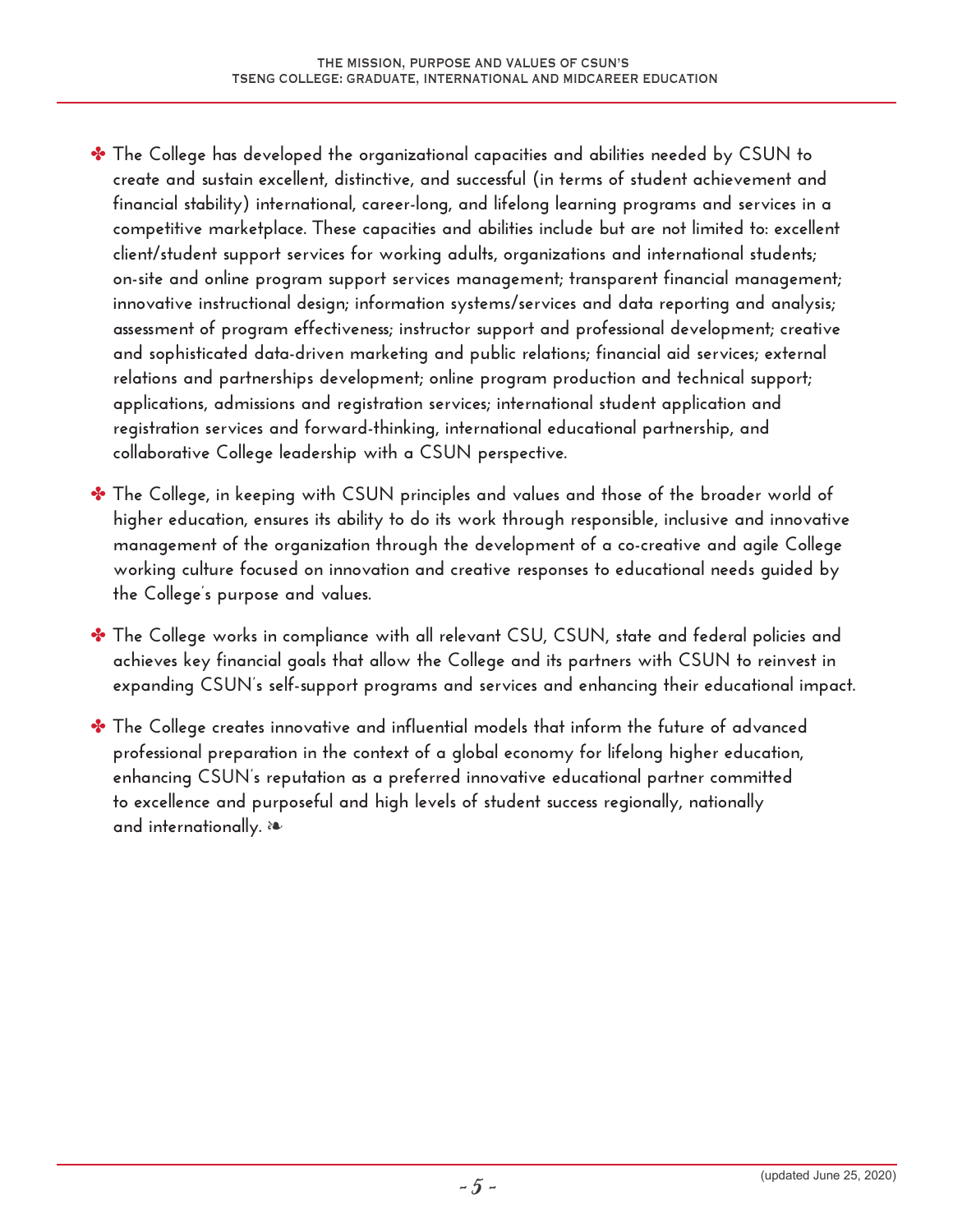- The College has developed the organizational capacities and abilities needed by CSUN to create and sustain excellent, distinctive, and successful (in terms of student achievement and financial stability) international, career-long, and lifelong learning programs and services in a competitive marketplace. These capacities and abilities include but are not limited to: excellent client/student support services for working adults, organizations and international students; on-site and online program support services management; transparent financial management; innovative instructional design; information systems/services and data reporting and analysis; assessment of program effectiveness; instructor support and professional development; creative and sophisticated data-driven marketing and public relations; financial aid services; external relations and partnerships development; online program production and technical support; applications, admissions and registration services; international student application and registration services and forward-thinking, international educational partnership, and collaborative College leadership with a CSUN perspective.

- The College, in keeping with CSUN principles and values and those of the broader world of higher education, ensures its ability to do its work through responsible, inclusive and innovative management of the organization through the development of a co-creative and agile College working culture focused on innovation and creative responses to educational needs guided by the College's purpose and values.

- The College works in compliance with all relevant CSU, CSUN, state and federal policies and achieves key financial goals that allow the College and its partners with CSUN to reinvest in expanding CSUN's self-support programs and services and enhancing their educational impact.

- The College creates innovative and influential models that inform the future of advanced professional preparation in the context of a global economy for lifelong higher education, enhancing CSUN's reputation as a preferred innovative educational partner committed to excellence and purposeful and high levels of student success regionally, nationally and internationally. ❧

(updated June 25, 2020)